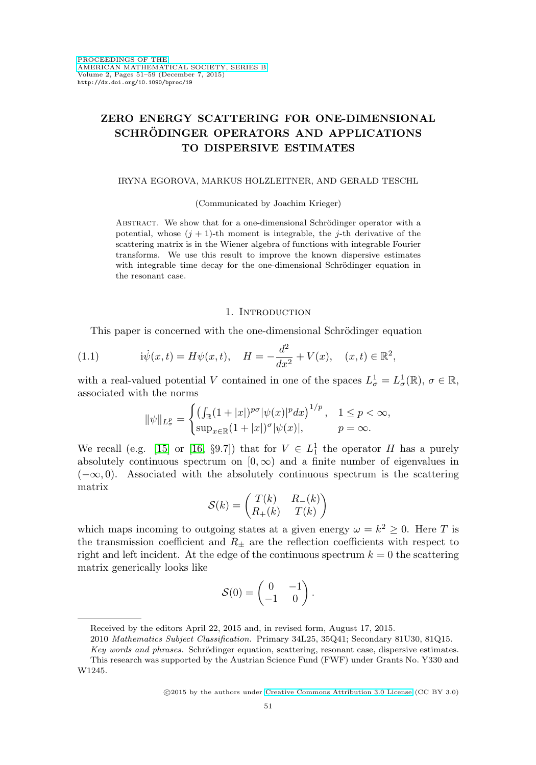# ZERO ENERGY SCATTERING FOR ONE-DIMENSIONAL SCHRÖDINGER OPERATORS AND APPLICATIONS TO DISPERSIVE ESTIMATES

IRYNA EGOROVA, MARKUS HOLZLEITNER, AND GERALD TESCHL

(Communicated by Joachim Krieger)

ABSTRACT. We show that for a one-dimensional Schrödinger operator with a potential, whose $(j+1)$-th moment is integrable, the $j$-th derivative of the scattering matrix is in the Wiener algebra of functions with integrable Fourier transforms. We use this result to improve the known dispersive estimates with integrable time decay for the one-dimensional Schrödinger equation in the resonant case.

## 1. Introduction

This paper is concerned with the one-dimensional Schrödinger equation

$$\mathrm{i}\dot{\psi}(x,t) = H\psi(x,t), \quad H = -\frac{d^2}{dx^2} + V(x), \quad (x,t) \in \mathbb{R}^2, \tag{1.1}$$

with a real-valued potential $V$ contained in one of the spaces $L^1_\sigma = L^1_\sigma(\mathbb{R})$, $\sigma \in \mathbb{R}$, associated with the norms

$$\|\psi\|_{L^p_\sigma} = \begin{cases} \left(\int_{\mathbb{R}} (1+|x|)^{p\sigma} |\psi(x)|^p dx\right)^{1/p}, & 1 \le p < \infty, \\ \sup_{x\in\mathbb{R}} (1+|x|)^\sigma |\psi(x)|, & p = \infty. \end{cases}$$

We recall (e.g. [15] or [16, §9.7]) that for $V \in L^1_1$ the operator $H$ has a purely absolutely continuous spectrum on $[0,\infty)$ and a finite number of eigenvalues in $(-\infty, 0)$. Associated with the absolutely continuous spectrum is the scattering matrix

$$\mathcal{S}(k) = \begin{pmatrix} T(k) & R_-(k) \\ R_+(k) & T(k) \end{pmatrix}$$

which maps incoming to outgoing states at a given energy $\omega = k^2 \ge 0$. Here $T$ is the transmission coefficient and $R_\pm$ are the reflection coefficients with respect to right and left incident. At the edge of the continuous spectrum $k = 0$ the scattering matrix generically looks like

$$\mathcal{S}(0) = \begin{pmatrix} 0 & -1 \\ -1 & 0 \end{pmatrix}.$$

---

Received by the editors April 22, 2015 and, in revised form, August 17, 2015.

2010 *Mathematics Subject Classification.* Primary 34L25, 35Q41; Secondary 81U30, 81Q15.

*Key words and phrases.* Schrödinger equation, scattering, resonant case, dispersive estimates.

This research was supported by the Austrian Science Fund (FWF) under Grants No. Y330 and W1245.

©2015 by the authors under Creative Commons Attribution 3.0 License (CC BY 3.0)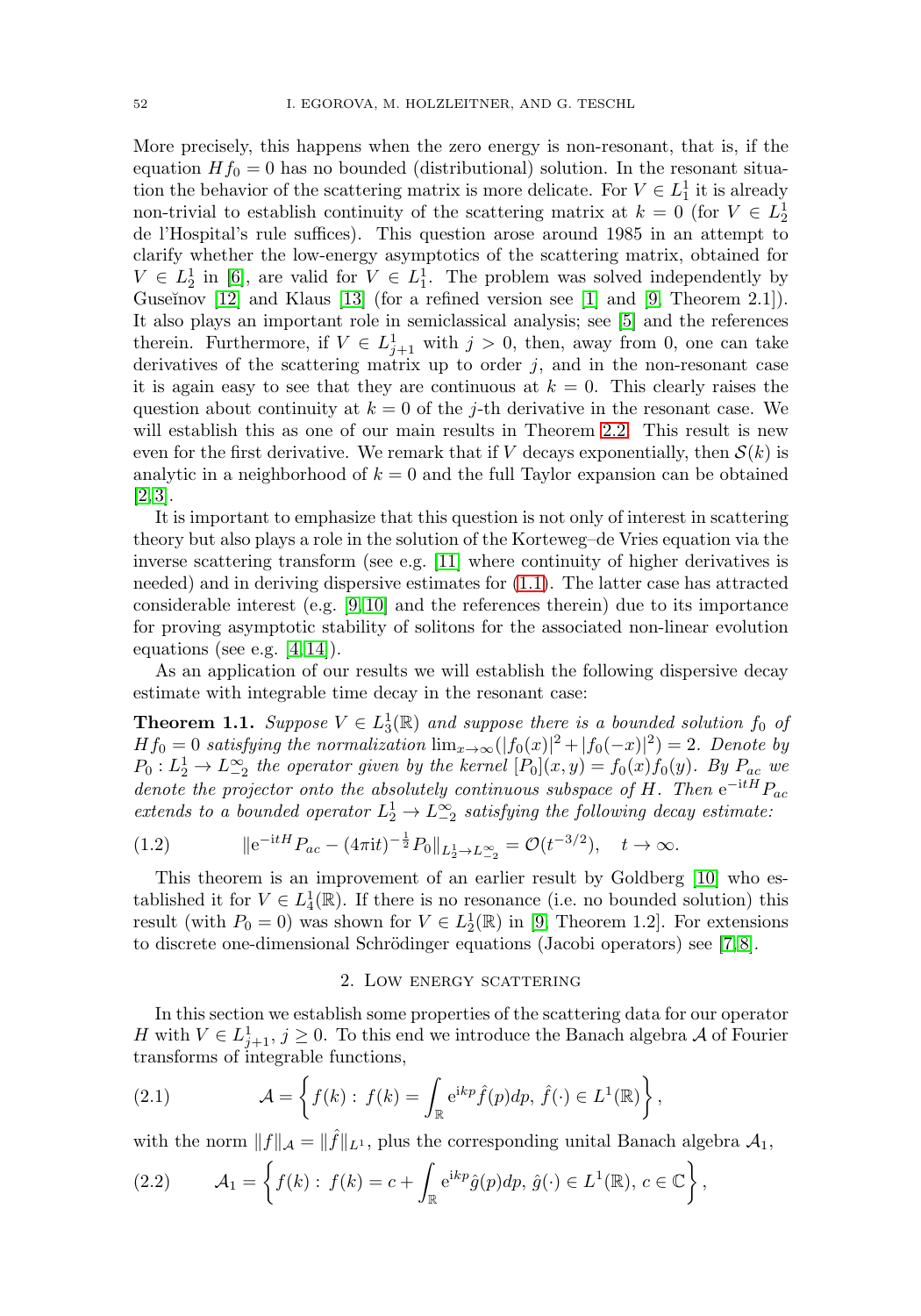More precisely, this happens when the zero energy is non-resonant, that is, if the equation $Hf_0 = 0$ has no bounded (distributional) solution. In the resonant situation the behavior of the scattering matrix is more delicate. For $V \in L^1_1$ it is already non-trivial to establish continuity of the scattering matrix at $k = 0$ (for $V \in L^1_2$ de l'Hospital's rule suffices). This question arose around 1985 in an attempt to clarify whether the low-energy asymptotics of the scattering matrix, obtained for $V \in L^1_2$ in [6], are valid for $V \in L^1_1$. The problem was solved independently by Guseĭnov [12] and Klaus [13] (for a refined version see [1] and [9, Theorem 2.1]). It also plays an important role in semiclassical analysis; see [5] and the references therein. Furthermore, if $V \in L^1_{j+1}$ with $j > 0$, then, away from 0, one can take derivatives of the scattering matrix up to order $j$, and in the non-resonant case it is again easy to see that they are continuous at $k = 0$. This clearly raises the question about continuity at $k = 0$ of the $j$-th derivative in the resonant case. We will establish this as one of our main results in Theorem 2.2. This result is new even for the first derivative. We remark that if $V$ decays exponentially, then $\mathcal{S}(k)$ is analytic in a neighborhood of $k = 0$ and the full Taylor expansion can be obtained [2, 3].

It is important to emphasize that this question is not only of interest in scattering theory but also plays a role in the solution of the Korteweg–de Vries equation via the inverse scattering transform (see e.g. [11] where continuity of higher derivatives is needed) and in deriving dispersive estimates for (1.1). The latter case has attracted considerable interest (e.g. [9, 10] and the references therein) due to its importance for proving asymptotic stability of solitons for the associated non-linear evolution equations (see e.g. [4, 14]).

As an application of our results we will establish the following dispersive decay estimate with integrable time decay in the resonant case:

**Theorem 1.1.** *Suppose $V \in L^1_3(\mathbb{R})$ and suppose there is a bounded solution $f_0$ of $Hf_0 = 0$ satisfying the normalization $\lim_{x\to\infty}(|f_0(x)|^2 + |f_0(-x)|^2) = 2$. Denote by $P_0 : L^1_2 \to L^\infty_{-2}$ the operator given by the kernel $[P_0](x, y) = f_0(x)f_0(y)$. By $P_{ac}$ we denote the projector onto the absolutely continuous subspace of $H$. Then $\mathrm{e}^{-\mathrm{i}tH}P_{ac}$ extends to a bounded operator $L^1_2 \to L^\infty_{-2}$ satisfying the following decay estimate:*

$$
\|\mathrm{e}^{-\mathrm{i}tH}P_{ac} - (4\pi \mathrm{i}t)^{-\frac{1}{2}}P_0\|_{L^1_2 \to L^\infty_{-2}} = \mathcal{O}(t^{-3/2}), \quad t \to \infty. \tag{1.2}
$$

This theorem is an improvement of an earlier result by Goldberg [10] who established it for $V \in L^1_4(\mathbb{R})$. If there is no resonance (i.e. no bounded solution) this result (with $P_0 = 0$) was shown for $V \in L^1_2(\mathbb{R})$ in [9, Theorem 1.2]. For extensions to discrete one-dimensional Schrödinger equations (Jacobi operators) see [7, 8].

## 2. Low energy scattering

In this section we establish some properties of the scattering data for our operator $H$ with $V \in L^1_{j+1}$, $j \geq 0$. To this end we introduce the Banach algebra $\mathcal{A}$ of Fourier transforms of integrable functions,

$$
\mathcal{A} = \left\{ f(k) : f(k) = \int_{\mathbb{R}} \mathrm{e}^{\mathrm{i}kp}\hat{f}(p)dp, \; \hat{f}(\cdot) \in L^1(\mathbb{R}) \right\}, \tag{2.1}
$$

with the norm $\|f\|_{\mathcal{A}} = \|\hat{f}\|_{L^1}$, plus the corresponding unital Banach algebra $\mathcal{A}_1$,

$$
\mathcal{A}_1 = \left\{ f(k) : f(k) = c + \int_{\mathbb{R}} \mathrm{e}^{\mathrm{i}kp}\hat{g}(p)dp, \; \hat{g}(\cdot) \in L^1(\mathbb{R}), \; c \in \mathbb{C} \right\}, \tag{2.2}
$$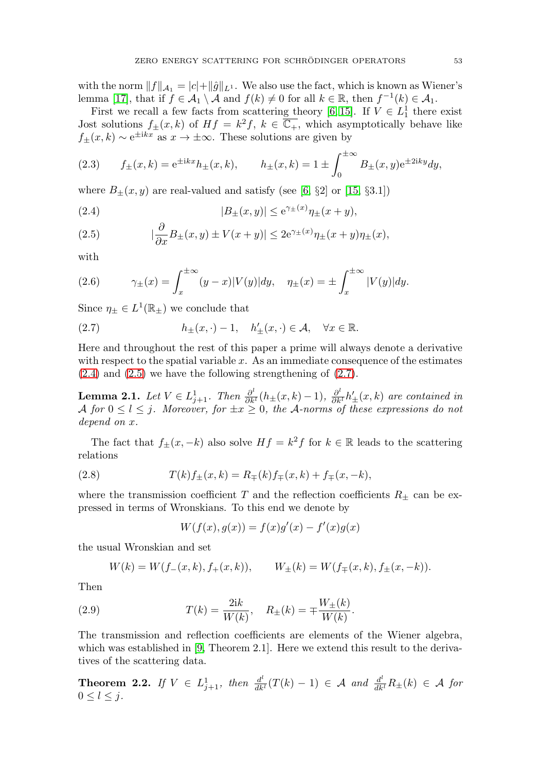with the norm $\|f\|_{\mathcal{A}_1} = |c| + \|\hat{g}\|_{L^1}$. We also use the fact, which is known as Wiener's lemma [17], that if $f \in \mathcal{A}_1 \setminus \mathcal{A}$ and $f(k) \neq 0$ for all $k \in \mathbb{R}$, then $f^{-1}(k) \in \mathcal{A}_1$.

First we recall a few facts from scattering theory [6, 15]. If $V \in L^1_1$ there exist Jost solutions $f_\pm(x,k)$ of $Hf = k^2 f$, $k \in \overline{\mathbb{C}_+}$, which asymptotically behave like $f_\pm(x,k) \sim \mathrm{e}^{\pm \mathrm{i}kx}$ as $x \to \pm\infty$. These solutions are given by

$$f_\pm(x,k) = \mathrm{e}^{\pm \mathrm{i}kx} h_\pm(x,k), \qquad h_\pm(x,k) = 1 \pm \int_0^{\pm\infty} B_\pm(x,y) \mathrm{e}^{\pm 2\mathrm{i}ky} dy, \tag{2.3}$$

where $B_\pm(x,y)$ are real-valued and satisfy (see [6, §2] or [15, §3.1])

$$|B_\pm(x,y)| \leq \mathrm{e}^{\gamma_\pm(x)} \eta_\pm(x+y), \tag{2.4}$$

$$|\frac{\partial}{\partial x} B_\pm(x,y) \pm V(x+y)| \leq 2\mathrm{e}^{\gamma_\pm(x)} \eta_\pm(x+y) \eta_\pm(x), \tag{2.5}$$

with

$$\gamma_\pm(x) = \int_x^{\pm\infty} (y-x)|V(y)| dy, \quad \eta_\pm(x) = \pm \int_x^{\pm\infty} |V(y)| dy. \tag{2.6}$$

Since $\eta_\pm \in L^1(\mathbb{R}_\pm)$ we conclude that

$$h_\pm(x,\cdot) - 1, \quad h'_\pm(x,\cdot) \in \mathcal{A}, \quad \forall x \in \mathbb{R}. \tag{2.7}$$

Here and throughout the rest of this paper a prime will always denote a derivative with respect to the spatial variable $x$. As an immediate consequence of the estimates (2.4) and (2.5) we have the following strengthening of (2.7).

**Lemma 2.1.** *Let $V \in L^1_{j+1}$. Then $\frac{\partial^l}{\partial k^l}(h_\pm(x,k) - 1)$, $\frac{\partial^l}{\partial k^l} h'_\pm(x,k)$ are contained in $\mathcal{A}$ for $0 \leq l \leq j$. Moreover, for $\pm x \geq 0$, the $\mathcal{A}$-norms of these expressions do not depend on $x$.*

The fact that $f_\pm(x,-k)$ also solve $Hf = k^2 f$ for $k \in \mathbb{R}$ leads to the scattering relations

$$T(k) f_\pm(x,k) = R_\mp(k) f_\mp(x,k) + f_\mp(x,-k), \tag{2.8}$$

where the transmission coefficient $T$ and the reflection coefficients $R_\pm$ can be expressed in terms of Wronskians. To this end we denote by

$$W(f(x), g(x)) = f(x) g'(x) - f'(x) g(x)$$

the usual Wronskian and set

$$W(k) = W(f_-(x,k), f_+(x,k)), \qquad W_\pm(k) = W(f_\mp(x,k), f_\pm(x,-k)).$$

Then

$$T(k) = \frac{2\mathrm{i}k}{W(k)}, \quad R_\pm(k) = \mp \frac{W_\pm(k)}{W(k)}. \tag{2.9}$$

The transmission and reflection coefficients are elements of the Wiener algebra, which was established in [9, Theorem 2.1]. Here we extend this result to the derivatives of the scattering data.

**Theorem 2.2.** *If $V \in L^1_{j+1}$, then $\frac{d^l}{dk^l}(T(k) - 1) \in \mathcal{A}$ and $\frac{d^l}{dk^l} R_\pm(k) \in \mathcal{A}$ for $0 \leq l \leq j$.*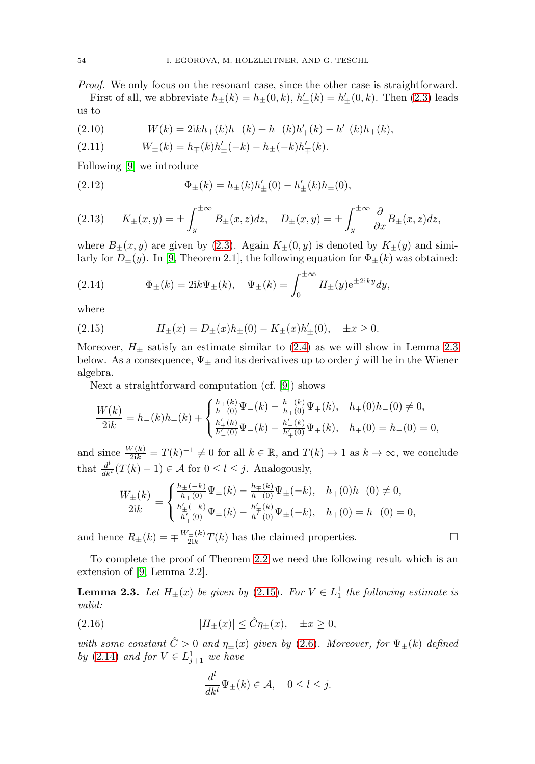*Proof.* We only focus on the resonant case, since the other case is straightforward.

First of all, we abbreviate $h_\pm(k) = h_\pm(0,k)$, $h'_\pm(k) = h'_\pm(0,k)$. Then (2.3) leads us to

$$W(k) = 2\mathrm{i}k h_+(k)h_-(k) + h_-(k)h'_+(k) - h'_-(k)h_+(k), \tag{2.10}$$

$$W_\pm(k) = h_\mp(k)h'_\pm(-k) - h_\pm(-k)h'_\mp(k). \tag{2.11}$$

Following [9] we introduce

$$\Phi_\pm(k) = h_\pm(k)h'_\pm(0) - h'_\pm(k)h_\pm(0), \tag{2.12}$$

$$K_\pm(x,y) = \pm\int_y^{\pm\infty} B_\pm(x,z)dz, \quad D_\pm(x,y) = \pm\int_y^{\pm\infty} \frac{\partial}{\partial x}B_\pm(x,z)dz, \tag{2.13}$$

where $B_\pm(x,y)$ are given by (2.3). Again $K_\pm(0,y)$ is denoted by $K_\pm(y)$ and similarly for $D_\pm(y)$. In [9, Theorem 2.1], the following equation for $\Phi_\pm(k)$ was obtained:

$$\Phi_\pm(k) = 2\mathrm{i}k\Psi_\pm(k), \quad \Psi_\pm(k) = \int_0^{\pm\infty} H_\pm(y)\mathrm{e}^{\pm 2\mathrm{i}ky}dy, \tag{2.14}$$

where

$$H_\pm(x) = D_\pm(x)h_\pm(0) - K_\pm(x)h'_\pm(0), \quad \pm x \geq 0. \tag{2.15}$$

Moreover, $H_\pm$ satisfy an estimate similar to (2.4) as we will show in Lemma 2.3 below. As a consequence, $\Psi_\pm$ and its derivatives up to order $j$ will be in the Wiener algebra.

Next a straightforward computation (cf. [9]) shows

$$\frac{W(k)}{2\mathrm{i}k} = h_-(k)h_+(k) + \begin{cases} \frac{h_+(k)}{h_-(0)}\Psi_-(k) - \frac{h_-(k)}{h_+(0)}\Psi_+(k), & h_+(0)h_-(0) \neq 0, \\ \frac{h'_+(k)}{h'_-(0)}\Psi_-(k) - \frac{h'_-(k)}{h'_+(0)}\Psi_+(k), & h_+(0) = h_-(0) = 0, \end{cases}$$

and since $\frac{W(k)}{2\mathrm{i}k} = T(k)^{-1} \neq 0$ for all $k \in \mathbb{R}$, and $T(k) \to 1$ as $k \to \infty$, we conclude that $\frac{d^l}{dk^l}(T(k) - 1) \in \mathcal{A}$ for $0 \leq l \leq j$. Analogously,

$$\frac{W_\pm(k)}{2\mathrm{i}k} = \begin{cases} \frac{h_\pm(-k)}{h_\mp(0)}\Psi_\mp(k) - \frac{h_\mp(k)}{h_\pm(0)}\Psi_\pm(-k), & h_+(0)h_-(0) \neq 0, \\ \frac{h'_\pm(-k)}{h'_\mp(0)}\Psi_\mp(k) - \frac{h'_\mp(k)}{h'_\pm(0)}\Psi_\pm(-k), & h_+(0) = h_-(0) = 0, \end{cases}$$

and hence $R_\pm(k) = \mp\frac{W_\pm(k)}{2\mathrm{i}k}T(k)$ has the claimed properties. $\square$

To complete the proof of Theorem 2.2 we need the following result which is an extension of [9, Lemma 2.2].

**Lemma 2.3.** *Let $H_\pm(x)$ be given by (2.15). For $V \in L^1_1$ the following estimate is valid:*

$$|H_\pm(x)| \leq \hat{C}\eta_\pm(x), \quad \pm x \geq 0, \tag{2.16}$$

*with some constant $\hat{C} > 0$ and $\eta_\pm(x)$ given by (2.6). Moreover, for $\Psi_\pm(k)$ defined by (2.14) and for $V \in L^1_{j+1}$ we have*

$$\frac{d^l}{dk^l}\Psi_\pm(k) \in \mathcal{A}, \quad 0 \leq l \leq j.$$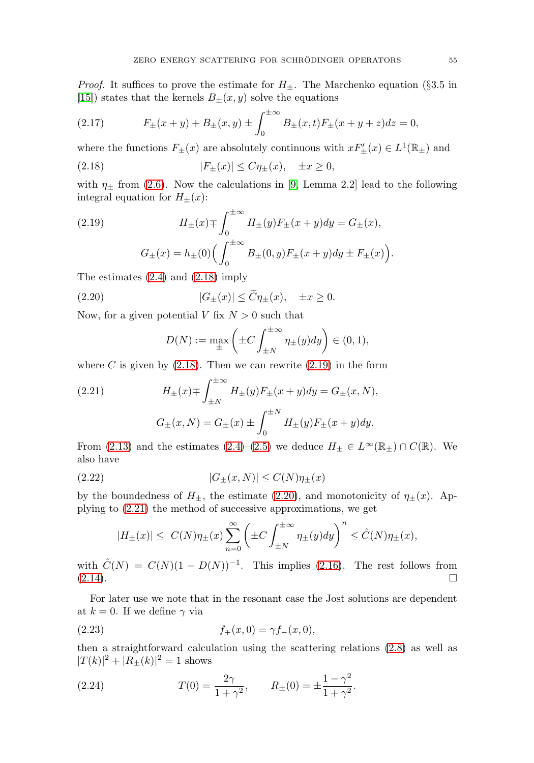*Proof.* It suffices to prove the estimate for $H_\pm$. The Marchenko equation (§3.5 in [15]) states that the kernels $B_\pm(x,y)$ solve the equations

$$F_\pm(x+y) + B_\pm(x,y) \pm \int_0^{\pm\infty} B_\pm(x,t) F_\pm(x+y+z)dz = 0, \tag{2.17}$$

where the functions $F_\pm(x)$ are absolutely continuous with $xF'_\pm(x) \in L^1(\mathbb{R}_\pm)$ and

$$|F_\pm(x)| \le C\eta_\pm(x), \quad \pm x \ge 0, \tag{2.18}$$

with $\eta_\pm$ from (2.6). Now the calculations in [9, Lemma 2.2] lead to the following integral equation for $H_\pm(x)$:

$$H_\pm(x) \mp \int_0^{\pm\infty} H_\pm(y) F_\pm(x+y)dy = G_\pm(x), \tag{2.19}$$

$$G_\pm(x) = h_\pm(0)\Big(\int_0^{\pm\infty} B_\pm(0,y)F_\pm(x+y)dy \pm F_\pm(x)\Big).$$

The estimates (2.4) and (2.18) imply

$$|G_\pm(x)| \le \widetilde{C}\eta_\pm(x), \quad \pm x \ge 0. \tag{2.20}$$

Now, for a given potential $V$ fix $N>0$ such that

$$D(N) := \max_\pm \left(\pm C \int_{\pm N}^{\pm\infty} \eta_\pm(y)dy\right) \in (0,1),$$

where $C$ is given by (2.18). Then we can rewrite (2.19) in the form

$$H_\pm(x) \mp \int_{\pm N}^{\pm\infty} H_\pm(y)F_\pm(x+y)dy = G_\pm(x,N), \tag{2.21}$$

$$G_\pm(x,N) = G_\pm(x) \pm \int_0^{\pm N} H_\pm(y)F_\pm(x+y)dy.$$

From (2.13) and the estimates (2.4)–(2.5) we deduce $H_\pm \in L^\infty(\mathbb{R}_\pm) \cap C(\mathbb{R})$. We also have

$$|G_\pm(x,N)| \le C(N)\eta_\pm(x) \tag{2.22}$$

by the boundedness of $H_\pm$, the estimate (2.20), and monotonicity of $\eta_\pm(x)$. Applying to (2.21) the method of successive approximations, we get

$$|H_\pm(x)| \le \; C(N)\eta_\pm(x) \sum_{n=0}^{\infty} \left(\pm C \int_{\pm N}^{\pm\infty} \eta_\pm(y)dy\right)^n \le \hat{C}(N)\eta_\pm(x),$$

with $\hat{C}(N) = C(N)(1-D(N))^{-1}$. This implies (2.16). The rest follows from (2.14). $\square$

For later use we note that in the resonant case the Jost solutions are dependent at $k=0$. If we define $\gamma$ via

$$f_+(x,0) = \gamma f_-(x,0), \tag{2.23}$$

then a straightforward calculation using the scattering relations (2.8) as well as $|T(k)|^2 + |R_\pm(k)|^2 = 1$ shows

$$T(0) = \frac{2\gamma}{1+\gamma^2}, \qquad R_\pm(0) = \pm\frac{1-\gamma^2}{1+\gamma^2}. \tag{2.24}$$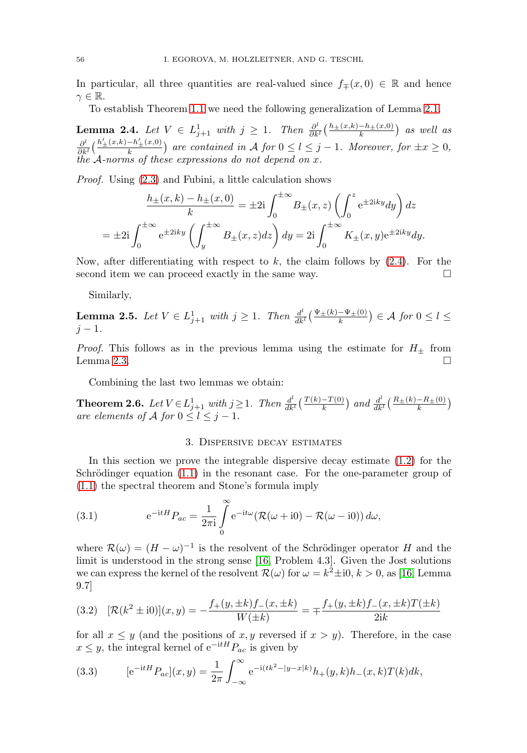In particular, all three quantities are real-valued since $f_\mp(x,0) \in \mathbb{R}$ and hence $\gamma \in \mathbb{R}$.

To establish Theorem 1.1 we need the following generalization of Lemma 2.1.

**Lemma 2.4.** *Let $V \in L^1_{j+1}$ with $j \geq 1$. Then $\frac{\partial^l}{\partial k^l}\big(\frac{h_\pm(x,k)-h_\pm(x,0)}{k}\big)$ as well as $\frac{\partial^l}{\partial k^l}\big(\frac{h'_\pm(x,k)-h'_\pm(x,0)}{k}\big)$ are contained in $\mathcal{A}$ for $0 \leq l \leq j-1$. Moreover, for $\pm x \geq 0$, the $\mathcal{A}$-norms of these expressions do not depend on $x$.*

*Proof.* Using (2.3) and Fubini, a little calculation shows

$$\frac{h_\pm(x,k)-h_\pm(x,0)}{k} = \pm 2\mathrm{i}\int_0^{\pm\infty} B_\pm(x,z)\left(\int_0^z \mathrm{e}^{\pm 2\mathrm{i}ky}dy\right)dz$$

$$= \pm 2\mathrm{i}\int_0^{\pm\infty} \mathrm{e}^{\pm 2\mathrm{i}ky}\left(\int_y^{\pm\infty} B_\pm(x,z)dz\right)dy = 2\mathrm{i}\int_0^{\pm\infty} K_\pm(x,y)\mathrm{e}^{\pm 2\mathrm{i}ky}dy.$$

Now, after differentiating with respect to $k$, the claim follows by (2.4). For the second item we can proceed exactly in the same way. $\square$

Similarly,

**Lemma 2.5.** *Let $V \in L^1_{j+1}$ with $j \geq 1$. Then $\frac{d^l}{dk^l}\big(\frac{\Psi_\pm(k)-\Psi_\pm(0)}{k}\big) \in \mathcal{A}$ for $0 \leq l \leq j-1$.*

*Proof.* This follows as in the previous lemma using the estimate for $H_\pm$ from Lemma 2.3. $\square$

Combining the last two lemmas we obtain:

**Theorem 2.6.** *Let $V \in L^1_{j+1}$ with $j \geq 1$. Then $\frac{d^l}{dk^l}\big(\frac{T(k)-T(0)}{k}\big)$ and $\frac{d^l}{dk^l}\big(\frac{R_\pm(k)-R_\pm(0)}{k}\big)$ are elements of $\mathcal{A}$ for $0 \leq l \leq j-1$.*

## 3. Dispersive decay estimates

In this section we prove the integrable dispersive decay estimate (1.2) for the Schrödinger equation (1.1) in the resonant case. For the one-parameter group of (1.1) the spectral theorem and Stone's formula imply

$$\mathrm{e}^{-\mathrm{i}tH}P_{ac} = \frac{1}{2\pi\mathrm{i}}\int_0^\infty \mathrm{e}^{-\mathrm{i}t\omega}(\mathcal{R}(\omega+\mathrm{i}0)-\mathcal{R}(\omega-\mathrm{i}0))\,d\omega, \tag{3.1}$$

where $\mathcal{R}(\omega) = (H-\omega)^{-1}$ is the resolvent of the Schrödinger operator $H$ and the limit is understood in the strong sense [16, Problem 4.3]. Given the Jost solutions we can express the kernel of the resolvent $\mathcal{R}(\omega)$ for $\omega = k^2 \pm \mathrm{i}0$, $k > 0$, as [16, Lemma 9.7]

$$[\mathcal{R}(k^2 \pm \mathrm{i}0)](x,y) = -\frac{f_+(y,\pm k)f_-(x,\pm k)}{W(\pm k)} = \mp\frac{f_+(y,\pm k)f_-(x,\pm k)T(\pm k)}{2\mathrm{i}k} \tag{3.2}$$

for all $x \leq y$ (and the positions of $x, y$ reversed if $x > y$). Therefore, in the case $x \leq y$, the integral kernel of $\mathrm{e}^{-\mathrm{i}tH}P_{ac}$ is given by

$$[\mathrm{e}^{-\mathrm{i}tH}P_{ac}](x,y) = \frac{1}{2\pi}\int_{-\infty}^{\infty} \mathrm{e}^{-\mathrm{i}(tk^2-|y-x|k)}h_+(y,k)h_-(x,k)T(k)dk, \tag{3.3}$$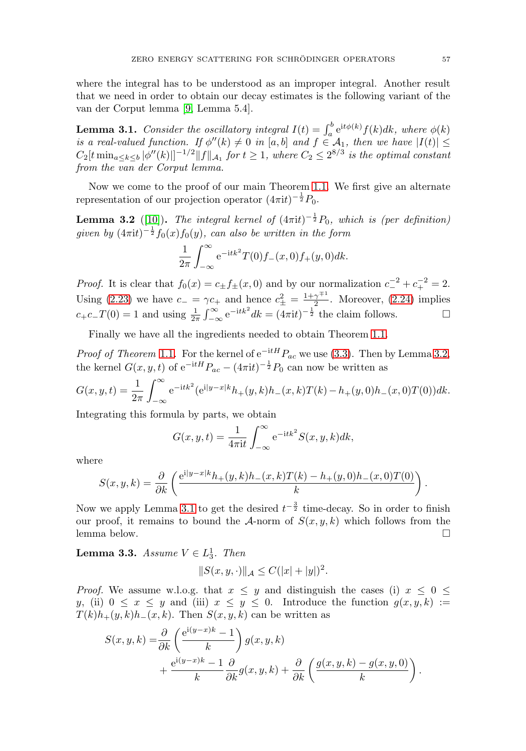where the integral has to be understood as an improper integral. Another result that we need in order to obtain our decay estimates is the following variant of the van der Corput lemma [9, Lemma 5.4].

**Lemma 3.1.** *Consider the oscillatory integral $I(t) = \int_a^b \mathrm{e}^{\mathrm{i}t\phi(k)} f(k) dk$, where $\phi(k)$ is a real-valued function. If $\phi''(k) \neq 0$ in $[a, b]$ and $f \in \mathcal{A}_1$, then we have $|I(t)| \leq C_2 [t \min_{a \leq k \leq b} |\phi''(k)|]^{-1/2} \|f\|_{\mathcal{A}_1}$ for $t \geq 1$, where $C_2 \leq 2^{8/3}$ is the optimal constant from the van der Corput lemma.*

Now we come to the proof of our main Theorem 1.1. We first give an alternate representation of our projection operator $(4\pi \mathrm{i}t)^{-\frac{1}{2}} P_0$.

**Lemma 3.2** ([10]). *The integral kernel of $(4\pi \mathrm{i}t)^{-\frac{1}{2}} P_0$, which is (per definition) given by $(4\pi \mathrm{i}t)^{-\frac{1}{2}} f_0(x) f_0(y)$, can also be written in the form*

$$\frac{1}{2\pi} \int_{-\infty}^{\infty} \mathrm{e}^{-\mathrm{i}tk^2} T(0) f_-(x, 0) f_+(y, 0) dk.$$

*Proof.* It is clear that $f_0(x) = c_\pm f_\pm(x, 0)$ and by our normalization $c_-^{-2} + c_+^{-2} = 2$. Using (2.23) we have $c_- = \gamma c_+$ and hence $c_\pm^2 = \frac{1+\gamma^{\mp 1}}{2}$. Moreover, (2.24) implies $c_+ c_- T(0) = 1$ and using $\frac{1}{2\pi} \int_{-\infty}^{\infty} \mathrm{e}^{-\mathrm{i}tk^2} dk = (4\pi \mathrm{i}t)^{-\frac{1}{2}}$ the claim follows. □

Finally we have all the ingredients needed to obtain Theorem 1.1.

*Proof of Theorem 1.1.* For the kernel of $\mathrm{e}^{-\mathrm{i}tH} P_{ac}$ we use (3.3). Then by Lemma 3.2, the kernel $G(x, y, t)$ of $\mathrm{e}^{-\mathrm{i}tH} P_{ac} - (4\pi \mathrm{i}t)^{-\frac{1}{2}} P_0$ can now be written as

$$G(x, y, t) = \frac{1}{2\pi} \int_{-\infty}^{\infty} \mathrm{e}^{-\mathrm{i}tk^2} (\mathrm{e}^{\mathrm{i}|y-x|k} h_+(y, k) h_-(x, k) T(k) - h_+(y, 0) h_-(x, 0) T(0)) dk.$$

Integrating this formula by parts, we obtain

$$G(x, y, t) = \frac{1}{4\pi \mathrm{i}t} \int_{-\infty}^{\infty} \mathrm{e}^{-\mathrm{i}tk^2} S(x, y, k) dk,$$

where

$$S(x, y, k) = \frac{\partial}{\partial k} \left( \frac{\mathrm{e}^{\mathrm{i}|y-x|k} h_+(y, k) h_-(x, k) T(k) - h_+(y, 0) h_-(x, 0) T(0)}{k} \right).$$

Now we apply Lemma 3.1 to get the desired $t^{-\frac{3}{2}}$ time-decay. So in order to finish our proof, it remains to bound the $\mathcal{A}$-norm of $S(x, y, k)$ which follows from the lemma below. □

**Lemma 3.3.** *Assume $V \in L_3^1$. Then*

$$\|S(x, y, \cdot)\|_{\mathcal{A}} \leq C(|x| + |y|)^2.$$

*Proof.* We assume w.l.o.g. that $x \leq y$ and distinguish the cases (i) $x \leq 0 \leq y$, (ii) $0 \leq x \leq y$ and (iii) $x \leq y \leq 0$. Introduce the function $g(x, y, k) := T(k) h_+(y, k) h_-(x, k)$. Then $S(x, y, k)$ can be written as

$$\begin{aligned}
S(x, y, k) =& \frac{\partial}{\partial k} \left( \frac{\mathrm{e}^{\mathrm{i}(y-x)k} - 1}{k} \right) g(x, y, k) \\
&+ \frac{\mathrm{e}^{\mathrm{i}(y-x)k} - 1}{k} \frac{\partial}{\partial k} g(x, y, k) + \frac{\partial}{\partial k} \left( \frac{g(x, y, k) - g(x, y, 0)}{k} \right).
\end{aligned}$$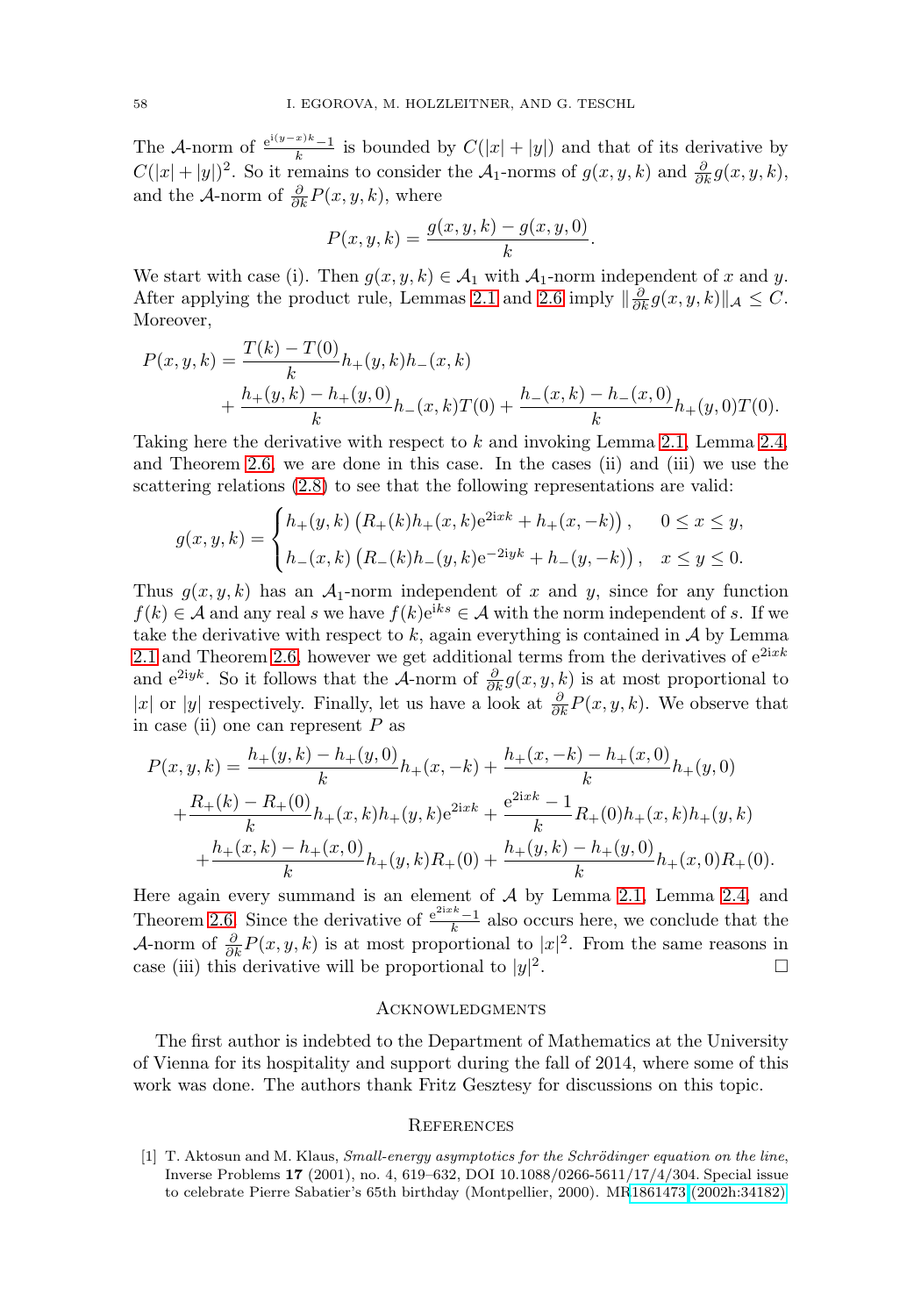The $\mathcal{A}$-norm of $\frac{e^{i(y-x)k}-1}{k}$ is bounded by $C(|x|+|y|)$ and that of its derivative by $C(|x|+|y|)^2$. So it remains to consider the $\mathcal{A}_1$-norms of $g(x,y,k)$ and $\frac{\partial}{\partial k} g(x,y,k)$, and the $\mathcal{A}$-norm of $\frac{\partial}{\partial k} P(x,y,k)$, where

$$P(x,y,k) = \frac{g(x,y,k) - g(x,y,0)}{k}.$$

We start with case (i). Then $g(x,y,k) \in \mathcal{A}_1$ with $\mathcal{A}_1$-norm independent of $x$ and $y$. After applying the product rule, Lemmas 2.1 and 2.6 imply $\|\frac{\partial}{\partial k} g(x,y,k)\|_{\mathcal{A}} \le C$. Moreover,

$$\begin{aligned} P(x,y,k) = \ & \frac{T(k)-T(0)}{k} h_+(y,k) h_-(x,k) \\ & + \frac{h_+(y,k)-h_+(y,0)}{k} h_-(x,k) T(0) + \frac{h_-(x,k)-h_-(x,0)}{k} h_+(y,0) T(0). \end{aligned}$$

Taking here the derivative with respect to $k$ and invoking Lemma 2.1, Lemma 2.4, and Theorem 2.6, we are done in this case. In the cases (ii) and (iii) we use the scattering relations (2.8) to see that the following representations are valid:

$$g(x,y,k) = \begin{cases} h_+(y,k)\left(R_+(k) h_+(x,k) e^{2ixk} + h_+(x,-k)\right), & 0 \le x \le y, \\ h_-(x,k)\left(R_-(k) h_-(y,k) e^{-2iyk} + h_-(y,-k)\right), & x \le y \le 0. \end{cases}$$

Thus $g(x,y,k)$ has an $\mathcal{A}_1$-norm independent of $x$ and $y$, since for any function $f(k) \in \mathcal{A}$ and any real $s$ we have $f(k) e^{iks} \in \mathcal{A}$ with the norm independent of $s$. If we take the derivative with respect to $k$, again everything is contained in $\mathcal{A}$ by Lemma 2.1 and Theorem 2.6, however we get additional terms from the derivatives of $e^{2ixk}$ and $e^{2iyk}$. So it follows that the $\mathcal{A}$-norm of $\frac{\partial}{\partial k} g(x,y,k)$ is at most proportional to $|x|$ or $|y|$ respectively. Finally, let us have a look at $\frac{\partial}{\partial k} P(x,y,k)$. We observe that in case (ii) one can represent $P$ as

$$\begin{aligned} P(x,y,k) = \ & \frac{h_+(y,k)-h_+(y,0)}{k} h_+(x,-k) + \frac{h_+(x,-k)-h_+(x,0)}{k} h_+(y,0) \\ & + \frac{R_+(k)-R_+(0)}{k} h_+(x,k) h_+(y,k) e^{2ixk} + \frac{e^{2ixk}-1}{k} R_+(0) h_+(x,k) h_+(y,k) \\ & + \frac{h_+(x,k)-h_+(x,0)}{k} h_+(y,k) R_+(0) + \frac{h_+(y,k)-h_+(y,0)}{k} h_+(x,0) R_+(0). \end{aligned}$$

Here again every summand is an element of $\mathcal{A}$ by Lemma 2.1, Lemma 2.4, and Theorem 2.6. Since the derivative of $\frac{e^{2ixk}-1}{k}$ also occurs here, we conclude that the $\mathcal{A}$-norm of $\frac{\partial}{\partial k} P(x,y,k)$ is at most proportional to $|x|^2$. From the same reasons in case (iii) this derivative will be proportional to $|y|^2$. □

## Acknowledgments

The first author is indebted to the Department of Mathematics at the University of Vienna for its hospitality and support during the fall of 2014, where some of this work was done. The authors thank Fritz Gesztesy for discussions on this topic.

## References

[1] T. Aktosun and M. Klaus, *Small-energy asymptotics for the Schrödinger equation on the line*, Inverse Problems **17** (2001), no. 4, 619–632, DOI 10.1088/0266-5611/17/4/304. Special issue to celebrate Pierre Sabatier's 65th birthday (Montpellier, 2000). MR1861473 (2002h:34182)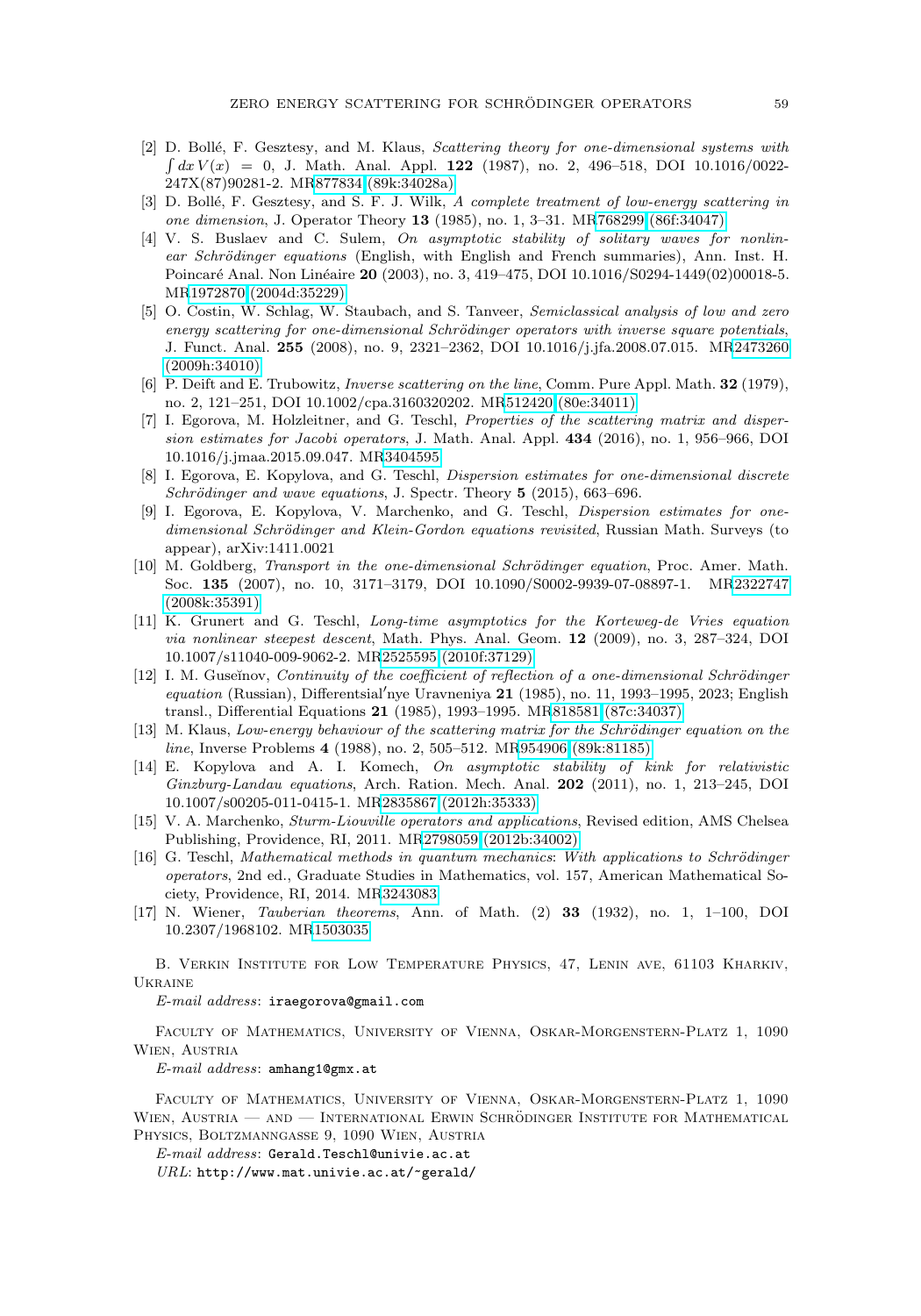[2] D. Bollé, F. Gesztesy, and M. Klaus, *Scattering theory for one-dimensional systems with* $\int dx\, V(x) = 0$, J. Math. Anal. Appl. **122** (1987), no. 2, 496–518, DOI 10.1016/0022-247X(87)90281-2. MR877834 (89k:34028a)

[3] D. Bollé, F. Gesztesy, and S. F. J. Wilk, *A complete treatment of low-energy scattering in one dimension*, J. Operator Theory **13** (1985), no. 1, 3–31. MR768299 (86f:34047)

[4] V. S. Buslaev and C. Sulem, *On asymptotic stability of solitary waves for nonlinear Schrödinger equations* (English, with English and French summaries), Ann. Inst. H. Poincaré Anal. Non Linéaire **20** (2003), no. 3, 419–475, DOI 10.1016/S0294-1449(02)00018-5. MR1972870 (2004d:35229)

[5] O. Costin, W. Schlag, W. Staubach, and S. Tanveer, *Semiclassical analysis of low and zero energy scattering for one-dimensional Schrödinger operators with inverse square potentials*, J. Funct. Anal. **255** (2008), no. 9, 2321–2362, DOI 10.1016/j.jfa.2008.07.015. MR2473260 (2009h:34010)

[6] P. Deift and E. Trubowitz, *Inverse scattering on the line*, Comm. Pure Appl. Math. **32** (1979), no. 2, 121–251, DOI 10.1002/cpa.3160320202. MR512420 (80e:34011)

[7] I. Egorova, M. Holzleitner, and G. Teschl, *Properties of the scattering matrix and dispersion estimates for Jacobi operators*, J. Math. Anal. Appl. **434** (2016), no. 1, 956–966, DOI 10.1016/j.jmaa.2015.09.047. MR3404595

[8] I. Egorova, E. Kopylova, and G. Teschl, *Dispersion estimates for one-dimensional discrete Schrödinger and wave equations*, J. Spectr. Theory **5** (2015), 663–696.

[9] I. Egorova, E. Kopylova, V. Marchenko, and G. Teschl, *Dispersion estimates for one-dimensional Schrödinger and Klein-Gordon equations revisited*, Russian Math. Surveys (to appear), arXiv:1411.0021

[10] M. Goldberg, *Transport in the one-dimensional Schrödinger equation*, Proc. Amer. Math. Soc. **135** (2007), no. 10, 3171–3179, DOI 10.1090/S0002-9939-07-08897-1. MR2322747 (2008k:35391)

[11] K. Grunert and G. Teschl, *Long-time asymptotics for the Korteweg-de Vries equation via nonlinear steepest descent*, Math. Phys. Anal. Geom. **12** (2009), no. 3, 287–324, DOI 10.1007/s11040-009-9062-2. MR2525595 (2010f:37129)

[12] I. M. Guseĭnov, *Continuity of the coefficient of reflection of a one-dimensional Schrödinger equation* (Russian), Differentsial′nye Uravneniya **21** (1985), no. 11, 1993–1995, 2023; English transl., Differential Equations **21** (1985), 1993–1995. MR818581 (87c:34037)

[13] M. Klaus, *Low-energy behaviour of the scattering matrix for the Schrödinger equation on the line*, Inverse Problems **4** (1988), no. 2, 505–512. MR954906 (89k:81185)

[14] E. Kopylova and A. I. Komech, *On asymptotic stability of kink for relativistic Ginzburg-Landau equations*, Arch. Ration. Mech. Anal. **202** (2011), no. 1, 213–245, DOI 10.1007/s00205-011-0415-1. MR2835867 (2012b:35333)

[15] V. A. Marchenko, *Sturm-Liouville operators and applications*, Revised edition, AMS Chelsea Publishing, Providence, RI, 2011. MR2798059 (2012b:34002)

[16] G. Teschl, *Mathematical methods in quantum mechanics: With applications to Schrödinger operators*, 2nd ed., Graduate Studies in Mathematics, vol. 157, American Mathematical Society, Providence, RI, 2014. MR3243083

[17] N. Wiener, *Tauberian theorems*, Ann. of Math. (2) **33** (1932), no. 1, 1–100, DOI 10.2307/1968102. MR1503035

B. Verkin Institute for Low Temperature Physics, 47, Lenin ave, 61103 Kharkiv, Ukraine

*E-mail address*: iraegorova@gmail.com

Faculty of Mathematics, University of Vienna, Oskar-Morgenstern-Platz 1, 1090 Wien, Austria

*E-mail address*: amhang1@gmx.at

Faculty of Mathematics, University of Vienna, Oskar-Morgenstern-Platz 1, 1090 Wien, Austria — and — International Erwin Schrödinger Institute for Mathematical Physics, Boltzmanngasse 9, 1090 Wien, Austria

*E-mail address*: Gerald.Teschl@univie.ac.at

*URL*: http://www.mat.univie.ac.at/~gerald/